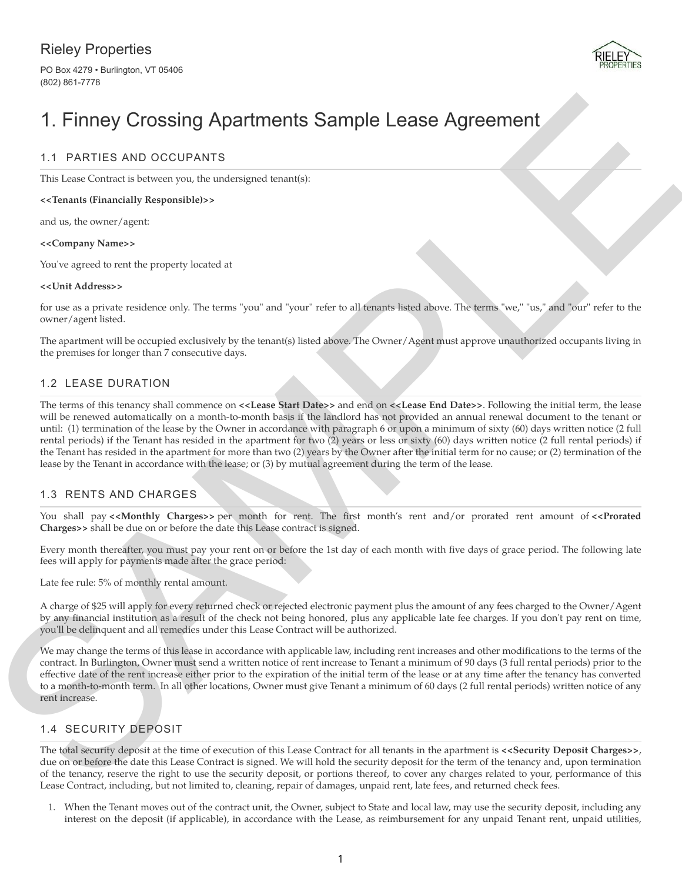Rieley Properties

PO Box 4279 • Burlington, VT 05406
(802) 861-7778

# 1. Finney Crossing Apartments Sample Lease Agreement

## 1.1 PARTIES AND OCCUPANTS

This Lease Contract is between you, the undersigned tenant(s):

**<<Tenants (Financially Responsible)>>**

and us, the owner/agent:

**<<Company Name>>**

You've agreed to rent the property located at

**<<Unit Address>>**

for use as a private residence only. The terms "you" and "your" refer to all tenants listed above. The terms "we," "us," and "our" refer to the owner/agent listed.

The apartment will be occupied exclusively by the tenant(s) listed above. The Owner/Agent must approve unauthorized occupants living in the premises for longer than 7 consecutive days.

## 1.2 LEASE DURATION

The terms of this tenancy shall commence on **<<Lease Start Date>>** and end on **<<Lease End Date>>**. Following the initial term, the lease will be renewed automatically on a month-to-month basis if the landlord has not provided an annual renewal document to the tenant or until: (1) termination of the lease by the Owner in accordance with paragraph 6 or upon a minimum of sixty (60) days written notice (2 full rental periods) if the Tenant has resided in the apartment for two (2) years or less or sixty (60) days written notice (2 full rental periods) if the Tenant has resided in the apartment for more than two (2) years by the Owner after the initial term for no cause; or (2) termination of the lease by the Tenant in accordance with the lease; or (3) by mutual agreement during the term of the lease.

## 1.3 RENTS AND CHARGES

You shall pay **<<Monthly Charges>>** per month for rent. The first month's rent and/or prorated rent amount of **<<Prorated Charges>>** shall be due on or before the date this Lease contract is signed.

Every month thereafter, you must pay your rent on or before the 1st day of each month with five days of grace period. The following late fees will apply for payments made after the grace period:

Late fee rule: 5% of monthly rental amount.

A charge of $25 will apply for every returned check or rejected electronic payment plus the amount of any fees charged to the Owner/Agent by any financial institution as a result of the check not being honored, plus any applicable late fee charges. If you don't pay rent on time, you'll be delinquent and all remedies under this Lease Contract will be authorized.

We may change the terms of this lease in accordance with applicable law, including rent increases and other modifications to the terms of the contract. In Burlington, Owner must send a written notice of rent increase to Tenant a minimum of 90 days (3 full rental periods) prior to the effective date of the rent increase either prior to the expiration of the initial term of the lease or at any time after the tenancy has converted to a month-to-month term. In all other locations, Owner must give Tenant a minimum of 60 days (2 full rental periods) written notice of any rent increase.

## 1.4 SECURITY DEPOSIT

The total security deposit at the time of execution of this Lease Contract for all tenants in the apartment is **<<Security Deposit Charges>>**, due on or before the date this Lease Contract is signed. We will hold the security deposit for the term of the tenancy and, upon termination of the tenancy, reserve the right to use the security deposit, or portions thereof, to cover any charges related to your, performance of this Lease Contract, including, but not limited to, cleaning, repair of damages, unpaid rent, late fees, and returned check fees.

1. When the Tenant moves out of the contract unit, the Owner, subject to State and local law, may use the security deposit, including any interest on the deposit (if applicable), in accordance with the Lease, as reimbursement for any unpaid Tenant rent, unpaid utilities,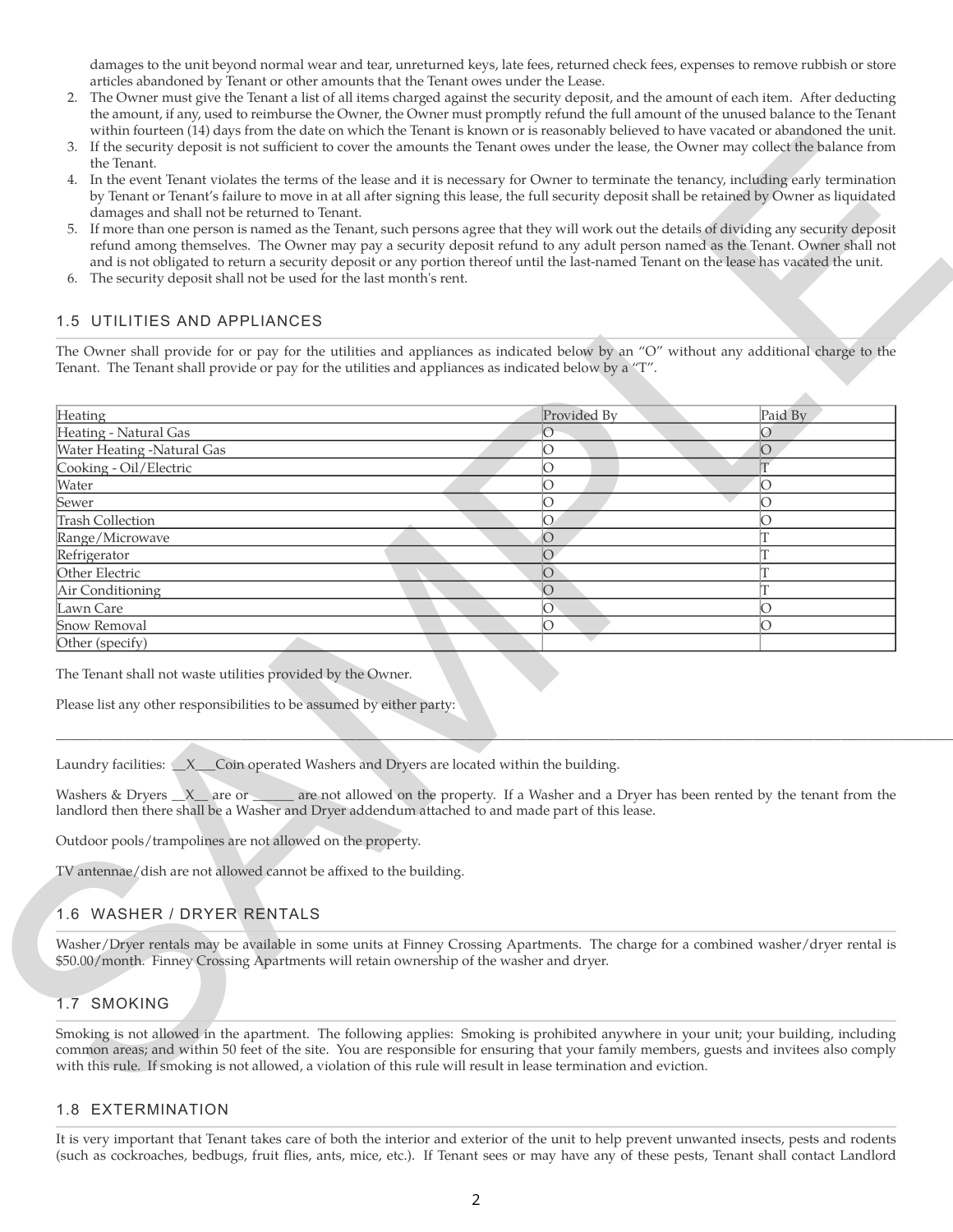damages to the unit beyond normal wear and tear, unreturned keys, late fees, returned check fees, expenses to remove rubbish or store articles abandoned by Tenant or other amounts that the Tenant owes under the Lease.

2. The Owner must give the Tenant a list of all items charged against the security deposit, and the amount of each item. After deducting the amount, if any, used to reimburse the Owner, the Owner must promptly refund the full amount of the unused balance to the Tenant within fourteen (14) days from the date on which the Tenant is known or is reasonably believed to have vacated or abandoned the unit.
3. If the security deposit is not sufficient to cover the amounts the Tenant owes under the lease, the Owner may collect the balance from the Tenant.
4. In the event Tenant violates the terms of the lease and it is necessary for Owner to terminate the tenancy, including early termination by Tenant or Tenant's failure to move in at all after signing this lease, the full security deposit shall be retained by Owner as liquidated damages and shall not be returned to Tenant.
5. If more than one person is named as the Tenant, such persons agree that they will work out the details of dividing any security deposit refund among themselves. The Owner may pay a security deposit refund to any adult person named as the Tenant. Owner shall not and is not obligated to return a security deposit or any portion thereof until the last-named Tenant on the lease has vacated the unit.
6. The security deposit shall not be used for the last month's rent.

## 1.5 UTILITIES AND APPLIANCES

The Owner shall provide for or pay for the utilities and appliances as indicated below by an "O" without any additional charge to the Tenant. The Tenant shall provide or pay for the utilities and appliances as indicated below by a "T".

| Heating | Provided By | Paid By |
|---|---|---|
| Heating - Natural Gas | O | O |
| Water Heating -Natural Gas | O | O |
| Cooking - Oil/Electric | O | T |
| Water | O | O |
| Sewer | O | O |
| Trash Collection | O | O |
| Range/Microwave | O | T |
| Refrigerator | O | T |
| Other Electric | O | T |
| Air Conditioning | O | T |
| Lawn Care | O | O |
| Snow Removal | O | O |
| Other (specify) | | |

The Tenant shall not waste utilities provided by the Owner.

Please list any other responsibilities to be assumed by either party:

\_\_\_\_\_\_\_\_\_\_\_\_\_\_\_\_\_\_\_\_\_\_\_\_\_\_\_\_\_\_\_\_\_\_\_\_\_\_\_\_\_\_\_\_\_\_\_\_\_\_\_\_\_\_\_\_\_\_\_\_\_\_\_\_\_\_\_\_\_\_\_\_\_\_\_\_

Laundry facilities: \_\_X\_\_\_Coin operated Washers and Dryers are located within the building.

Washers & Dryers \_\_X\_\_ are or \_\_\_\_\_\_ are not allowed on the property. If a Washer and a Dryer has been rented by the tenant from the landlord then there shall be a Washer and Dryer addendum attached to and made part of this lease.

Outdoor pools/trampolines are not allowed on the property.

TV antennae/dish are not allowed cannot be affixed to the building.

## 1.6 WASHER / DRYER RENTALS

Washer/Dryer rentals may be available in some units at Finney Crossing Apartments. The charge for a combined washer/dryer rental is $50.00/month. Finney Crossing Apartments will retain ownership of the washer and dryer.

## 1.7 SMOKING

Smoking is not allowed in the apartment. The following applies: Smoking is prohibited anywhere in your unit; your building, including common areas; and within 50 feet of the site. You are responsible for ensuring that your family members, guests and invitees also comply with this rule. If smoking is not allowed, a violation of this rule will result in lease termination and eviction.

## 1.8 EXTERMINATION

It is very important that Tenant takes care of both the interior and exterior of the unit to help prevent unwanted insects, pests and rodents (such as cockroaches, bedbugs, fruit flies, ants, mice, etc.). If Tenant sees or may have any of these pests, Tenant shall contact Landlord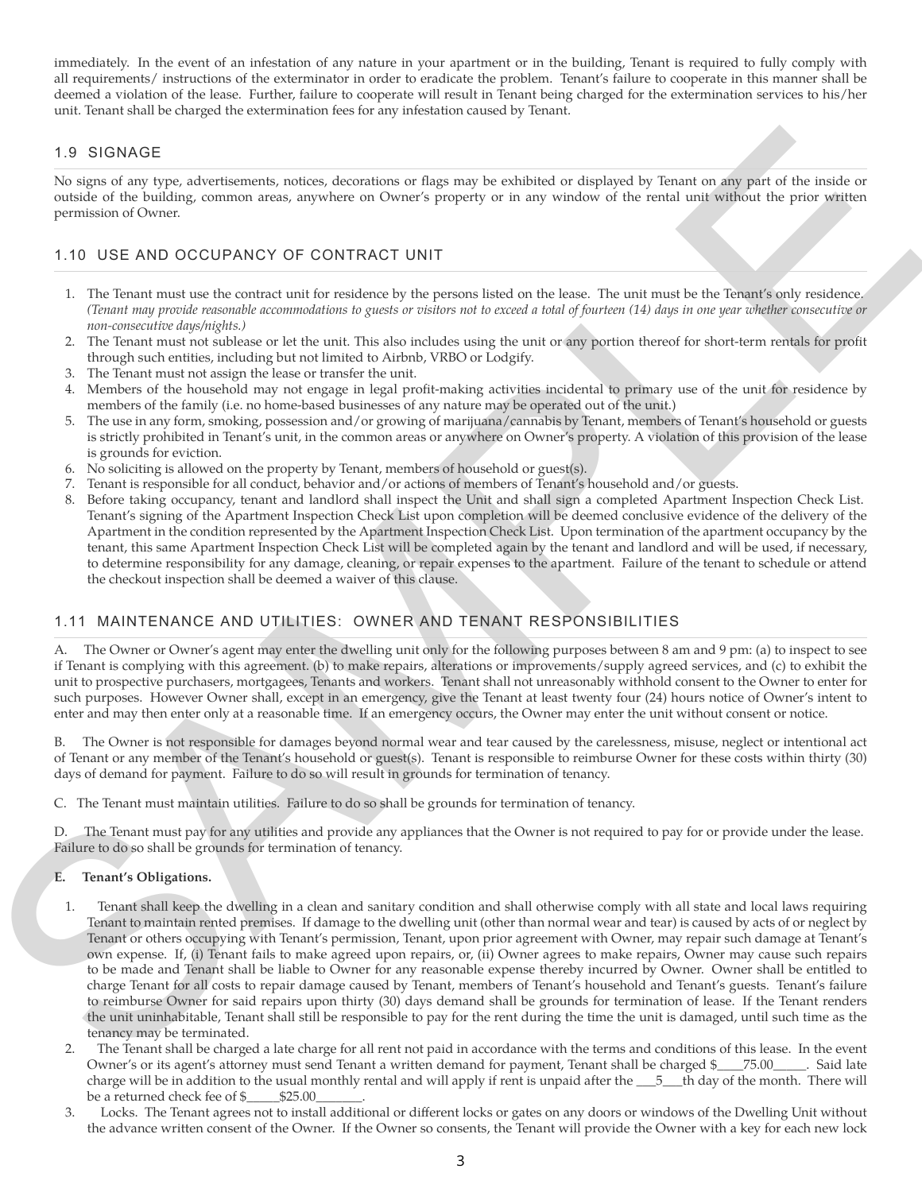immediately. In the event of an infestation of any nature in your apartment or in the building, Tenant is required to fully comply with all requirements/ instructions of the exterminator in order to eradicate the problem. Tenant's failure to cooperate in this manner shall be deemed a violation of the lease. Further, failure to cooperate will result in Tenant being charged for the extermination services to his/her unit. Tenant shall be charged the extermination fees for any infestation caused by Tenant.

## 1.9 SIGNAGE

No signs of any type, advertisements, notices, decorations or flags may be exhibited or displayed by Tenant on any part of the inside or outside of the building, common areas, anywhere on Owner's property or in any window of the rental unit without the prior written permission of Owner.

## 1.10 USE AND OCCUPANCY OF CONTRACT UNIT

1. The Tenant must use the contract unit for residence by the persons listed on the lease. The unit must be the Tenant's only residence. *(Tenant may provide reasonable accommodations to guests or visitors not to exceed a total of fourteen (14) days in one year whether consecutive or non-consecutive days/nights.)*
2. The Tenant must not sublease or let the unit. This also includes using the unit or any portion thereof for short-term rentals for profit through such entities, including but not limited to Airbnb, VRBO or Lodgify.
3. The Tenant must not assign the lease or transfer the unit.
4. Members of the household may not engage in legal profit-making activities incidental to primary use of the unit for residence by members of the family (i.e. no home-based businesses of any nature may be operated out of the unit.)
5. The use in any form, smoking, possession and/or growing of marijuana/cannabis by Tenant, members of Tenant's household or guests is strictly prohibited in Tenant's unit, in the common areas or anywhere on Owner's property. A violation of this provision of the lease is grounds for eviction.
6. No soliciting is allowed on the property by Tenant, members of household or guest(s).
7. Tenant is responsible for all conduct, behavior and/or actions of members of Tenant's household and/or guests.
8. Before taking occupancy, tenant and landlord shall inspect the Unit and shall sign a completed Apartment Inspection Check List. Tenant's signing of the Apartment Inspection Check List upon completion will be deemed conclusive evidence of the delivery of the Apartment in the condition represented by the Apartment Inspection Check List. Upon termination of the apartment occupancy by the tenant, this same Apartment Inspection Check List will be completed again by the tenant and landlord and will be used, if necessary, to determine responsibility for any damage, cleaning, or repair expenses to the apartment. Failure of the tenant to schedule or attend the checkout inspection shall be deemed a waiver of this clause.

## 1.11 MAINTENANCE AND UTILITIES: OWNER AND TENANT RESPONSIBILITIES

A. The Owner or Owner's agent may enter the dwelling unit only for the following purposes between 8 am and 9 pm: (a) to inspect to see if Tenant is complying with this agreement. (b) to make repairs, alterations or improvements/supply agreed services, and (c) to exhibit the unit to prospective purchasers, mortgagees, Tenants and workers. Tenant shall not unreasonably withhold consent to the Owner to enter for such purposes. However Owner shall, except in an emergency, give the Tenant at least twenty four (24) hours notice of Owner's intent to enter and may then enter only at a reasonable time. If an emergency occurs, the Owner may enter the unit without consent or notice.

B. The Owner is not responsible for damages beyond normal wear and tear caused by the carelessness, misuse, neglect or intentional act of Tenant or any member of the Tenant's household or guest(s). Tenant is responsible to reimburse Owner for these costs within thirty (30) days of demand for payment. Failure to do so will result in grounds for termination of tenancy.

C. The Tenant must maintain utilities. Failure to do so shall be grounds for termination of tenancy.

D. The Tenant must pay for any utilities and provide any appliances that the Owner is not required to pay for or provide under the lease. Failure to do so shall be grounds for termination of tenancy.

**E. Tenant's Obligations.**

1. Tenant shall keep the dwelling in a clean and sanitary condition and shall otherwise comply with all state and local laws requiring Tenant to maintain rented premises. If damage to the dwelling unit (other than normal wear and tear) is caused by acts of or neglect by Tenant or others occupying with Tenant's permission, Tenant, upon prior agreement with Owner, may repair such damage at Tenant's own expense. If, (i) Tenant fails to make agreed upon repairs, or, (ii) Owner agrees to make repairs, Owner may cause such repairs to be made and Tenant shall be liable to Owner for any reasonable expense thereby incurred by Owner. Owner shall be entitled to charge Tenant for all costs to repair damage caused by Tenant, members of Tenant's household and Tenant's guests. Tenant's failure to reimburse Owner for said repairs upon thirty (30) days demand shall be grounds for termination of lease. If the Tenant renders the unit uninhabitable, Tenant shall still be responsible to pay for the rent during the time the unit is damaged, until such time as the tenancy may be terminated.
2. The Tenant shall be charged a late charge for all rent not paid in accordance with the terms and conditions of this lease. In the event Owner's or its agent's attorney must send Tenant a written demand for payment, Tenant shall be charged $____75.00_____. Said late charge will be in addition to the usual monthly rental and will apply if rent is unpaid after the ___5___th day of the month. There will be a returned check fee of $_____$25.00_______.
3. Locks. The Tenant agrees not to install additional or different locks or gates on any doors or windows of the Dwelling Unit without the advance written consent of the Owner. If the Owner so consents, the Tenant will provide the Owner with a key for each new lock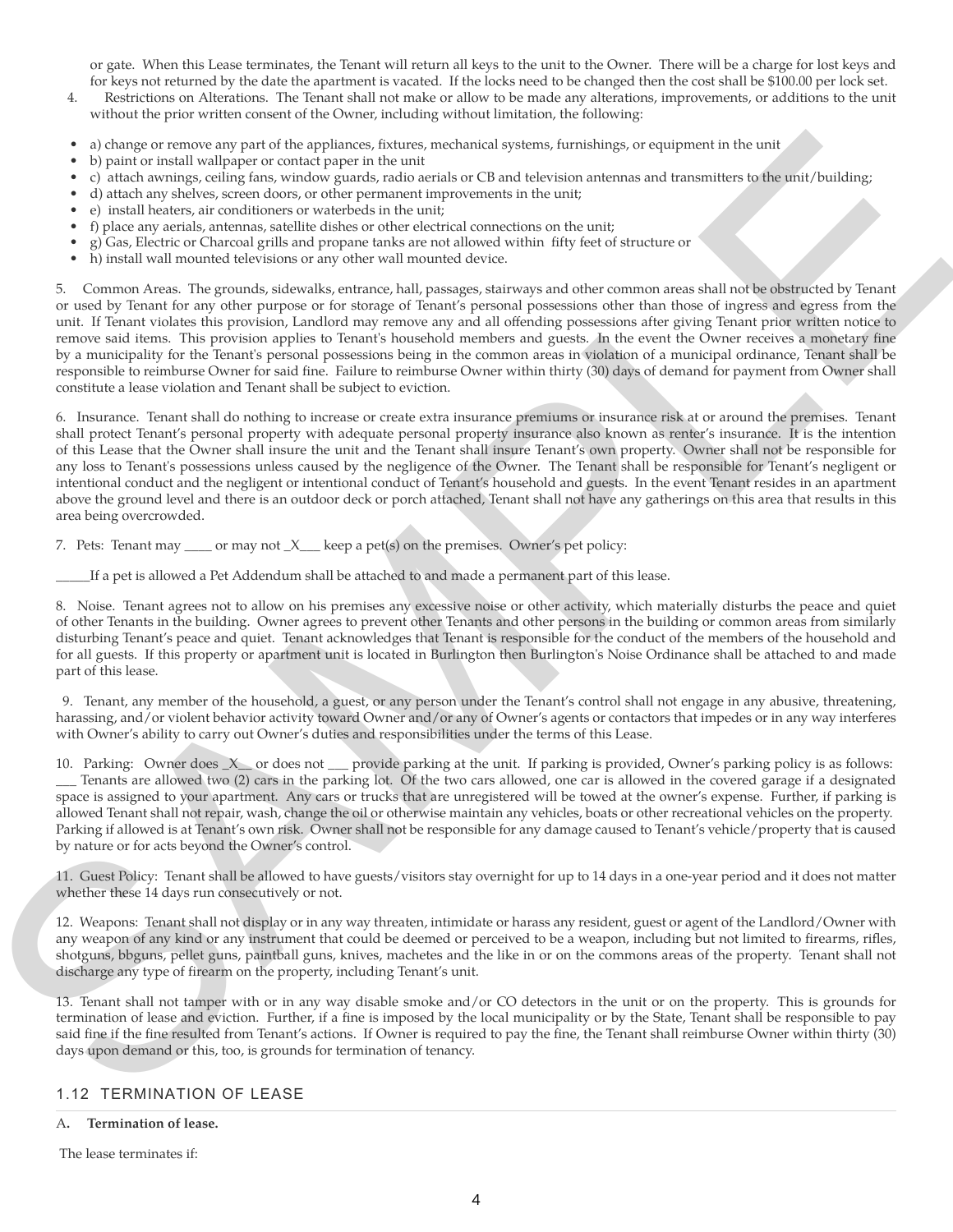or gate. When this Lease terminates, the Tenant will return all keys to the unit to the Owner. There will be a charge for lost keys and for keys not returned by the date the apartment is vacated. If the locks need to be changed then the cost shall be $100.00 per lock set.

4. Restrictions on Alterations. The Tenant shall not make or allow to be made any alterations, improvements, or additions to the unit without the prior written consent of the Owner, including without limitation, the following:

- a) change or remove any part of the appliances, fixtures, mechanical systems, furnishings, or equipment in the unit
- b) paint or install wallpaper or contact paper in the unit
- c) attach awnings, ceiling fans, window guards, radio aerials or CB and television antennas and transmitters to the unit/building;
- d) attach any shelves, screen doors, or other permanent improvements in the unit;
- e) install heaters, air conditioners or waterbeds in the unit;
- f) place any aerials, antennas, satellite dishes or other electrical connections on the unit;
- g) Gas, Electric or Charcoal grills and propane tanks are not allowed within fifty feet of structure or
- h) install wall mounted televisions or any other wall mounted device.

5. Common Areas. The grounds, sidewalks, entrance, hall, passages, stairways and other common areas shall not be obstructed by Tenant or used by Tenant for any other purpose or for storage of Tenant's personal possessions other than those of ingress and egress from the unit. If Tenant violates this provision, Landlord may remove any and all offending possessions after giving Tenant prior written notice to remove said items. This provision applies to Tenant's household members and guests. In the event the Owner receives a monetary fine by a municipality for the Tenant's personal possessions being in the common areas in violation of a municipal ordinance, Tenant shall be responsible to reimburse Owner for said fine. Failure to reimburse Owner within thirty (30) days of demand for payment from Owner shall constitute a lease violation and Tenant shall be subject to eviction.

6. Insurance. Tenant shall do nothing to increase or create extra insurance premiums or insurance risk at or around the premises. Tenant shall protect Tenant's personal property with adequate personal property insurance also known as renter's insurance. It is the intention of this Lease that the Owner shall insure the unit and the Tenant shall insure Tenant's own property. Owner shall not be responsible for any loss to Tenant's possessions unless caused by the negligence of the Owner. The Tenant shall be responsible for Tenant's negligent or intentional conduct and the negligent or intentional conduct of Tenant's household and guests. In the event Tenant resides in an apartment above the ground level and there is an outdoor deck or porch attached, Tenant shall not have any gatherings on this area that results in this area being overcrowded.

7. Pets: Tenant may ____ or may not _X___ keep a pet(s) on the premises. Owner's pet policy:

_____If a pet is allowed a Pet Addendum shall be attached to and made a permanent part of this lease.

8. Noise. Tenant agrees not to allow on his premises any excessive noise or other activity, which materially disturbs the peace and quiet of other Tenants in the building. Owner agrees to prevent other Tenants and other persons in the building or common areas from similarly disturbing Tenant's peace and quiet. Tenant acknowledges that Tenant is responsible for the conduct of the members of the household and for all guests. If this property or apartment unit is located in Burlington then Burlington's Noise Ordinance shall be attached to and made part of this lease.

9. Tenant, any member of the household, a guest, or any person under the Tenant's control shall not engage in any abusive, threatening, harassing, and/or violent behavior activity toward Owner and/or any of Owner's agents or contactors that impedes or in any way interferes with Owner's ability to carry out Owner's duties and responsibilities under the terms of this Lease.

10. Parking: Owner does _X__ or does not ___ provide parking at the unit. If parking is provided, Owner's parking policy is as follows: ___ Tenants are allowed two (2) cars in the parking lot. Of the two cars allowed, one car is allowed in the covered garage if a designated space is assigned to your apartment. Any cars or trucks that are unregistered will be towed at the owner's expense. Further, if parking is allowed Tenant shall not repair, wash, change the oil or otherwise maintain any vehicles, boats or other recreational vehicles on the property. Parking if allowed is at Tenant's own risk. Owner shall not be responsible for any damage caused to Tenant's vehicle/property that is caused by nature or for acts beyond the Owner's control.

11. Guest Policy: Tenant shall be allowed to have guests/visitors stay overnight for up to 14 days in a one-year period and it does not matter whether these 14 days run consecutively or not.

12. Weapons: Tenant shall not display or in any way threaten, intimidate or harass any resident, guest or agent of the Landlord/Owner with any weapon of any kind or any instrument that could be deemed or perceived to be a weapon, including but not limited to firearms, rifles, shotguns, bbguns, pellet guns, paintball guns, knives, machetes and the like in or on the commons areas of the property. Tenant shall not discharge any type of firearm on the property, including Tenant's unit.

13. Tenant shall not tamper with or in any way disable smoke and/or CO detectors in the unit or on the property. This is grounds for termination of lease and eviction. Further, if a fine is imposed by the local municipality or by the State, Tenant shall be responsible to pay said fine if the fine resulted from Tenant's actions. If Owner is required to pay the fine, the Tenant shall reimburse Owner within thirty (30) days upon demand or this, too, is grounds for termination of tenancy.

## 1.12 TERMINATION OF LEASE

A. **Termination of lease.**

The lease terminates if: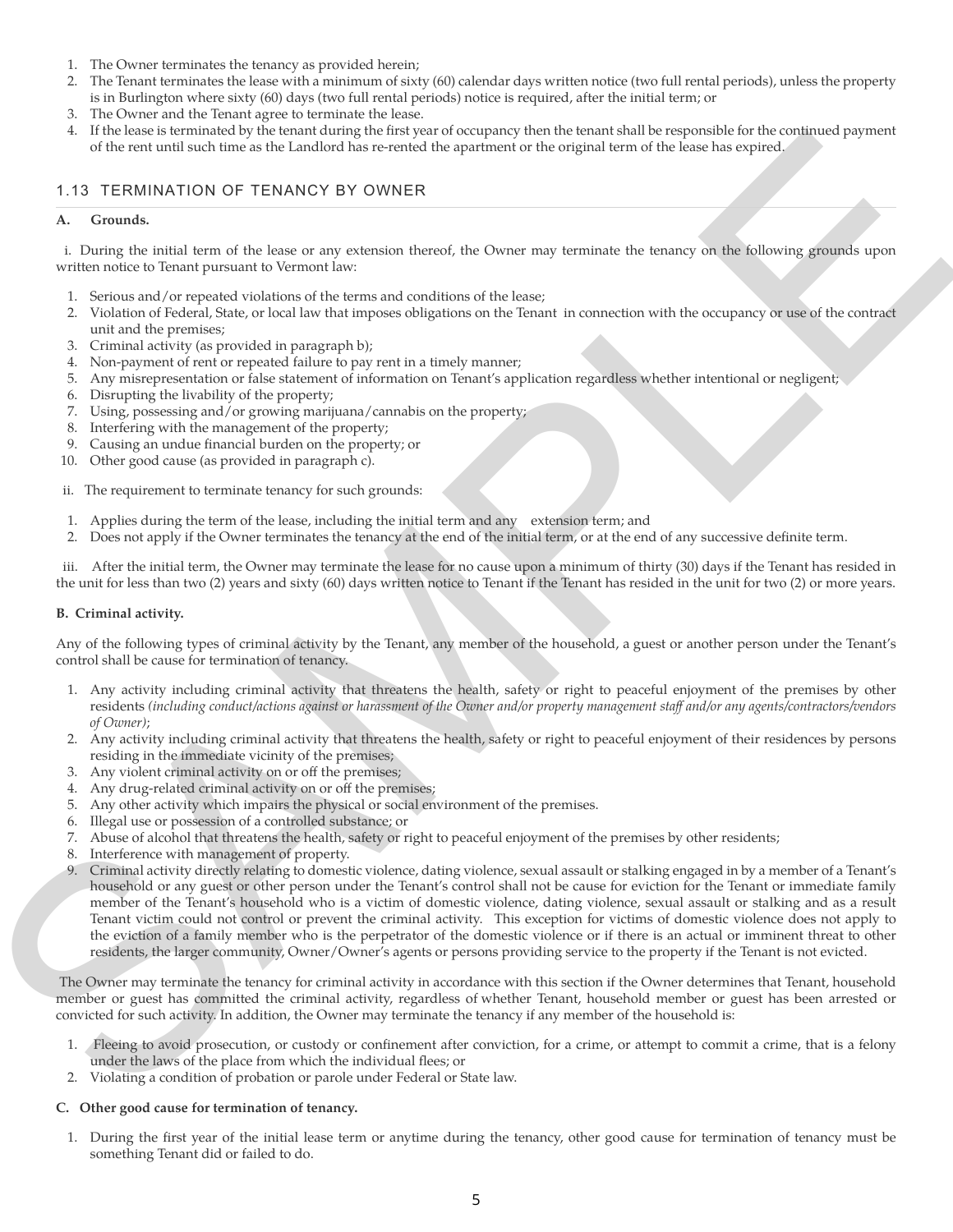1. The Owner terminates the tenancy as provided herein;
2. The Tenant terminates the lease with a minimum of sixty (60) calendar days written notice (two full rental periods), unless the property is in Burlington where sixty (60) days (two full rental periods) notice is required, after the initial term; or
3. The Owner and the Tenant agree to terminate the lease.
4. If the lease is terminated by the tenant during the first year of occupancy then the tenant shall be responsible for the continued payment of the rent until such time as the Landlord has re-rented the apartment or the original term of the lease has expired.

## 1.13 TERMINATION OF TENANCY BY OWNER

**A. Grounds.**

i. During the initial term of the lease or any extension thereof, the Owner may terminate the tenancy on the following grounds upon written notice to Tenant pursuant to Vermont law:

1. Serious and/or repeated violations of the terms and conditions of the lease;
2. Violation of Federal, State, or local law that imposes obligations on the Tenant in connection with the occupancy or use of the contract unit and the premises;
3. Criminal activity (as provided in paragraph b);
4. Non-payment of rent or repeated failure to pay rent in a timely manner;
5. Any misrepresentation or false statement of information on Tenant's application regardless whether intentional or negligent;
6. Disrupting the livability of the property;
7. Using, possessing and/or growing marijuana/cannabis on the property;
8. Interfering with the management of the property;
9. Causing an undue financial burden on the property; or
10. Other good cause (as provided in paragraph c).

ii. The requirement to terminate tenancy for such grounds:

1. Applies during the term of the lease, including the initial term and any extension term; and
2. Does not apply if the Owner terminates the tenancy at the end of the initial term, or at the end of any successive definite term.

iii. After the initial term, the Owner may terminate the lease for no cause upon a minimum of thirty (30) days if the Tenant has resided in the unit for less than two (2) years and sixty (60) days written notice to Tenant if the Tenant has resided in the unit for two (2) or more years.

**B. Criminal activity.**

Any of the following types of criminal activity by the Tenant, any member of the household, a guest or another person under the Tenant's control shall be cause for termination of tenancy.

1. Any activity including criminal activity that threatens the health, safety or right to peaceful enjoyment of the premises by other residents *(including conduct/actions against or harassment of the Owner and/or property management staff and/or any agents/contractors/vendors of Owner)*;
2. Any activity including criminal activity that threatens the health, safety or right to peaceful enjoyment of their residences by persons residing in the immediate vicinity of the premises;
3. Any violent criminal activity on or off the premises;
4. Any drug-related criminal activity on or off the premises;
5. Any other activity which impairs the physical or social environment of the premises.
6. Illegal use or possession of a controlled substance; or
7. Abuse of alcohol that threatens the health, safety or right to peaceful enjoyment of the premises by other residents;
8. Interference with management of property.
9. Criminal activity directly relating to domestic violence, dating violence, sexual assault or stalking engaged in by a member of a Tenant's household or any guest or other person under the Tenant's control shall not be cause for eviction for the Tenant or immediate family member of the Tenant's household who is a victim of domestic violence, dating violence, sexual assault or stalking and as a result Tenant victim could not control or prevent the criminal activity. This exception for victims of domestic violence does not apply to the eviction of a family member who is the perpetrator of the domestic violence or if there is an actual or imminent threat to other residents, the larger community, Owner/Owner's agents or persons providing service to the property if the Tenant is not evicted.

The Owner may terminate the tenancy for criminal activity in accordance with this section if the Owner determines that Tenant, household member or guest has committed the criminal activity, regardless of whether Tenant, household member or guest has been arrested or convicted for such activity. In addition, the Owner may terminate the tenancy if any member of the household is:

1. Fleeing to avoid prosecution, or custody or confinement after conviction, for a crime, or attempt to commit a crime, that is a felony under the laws of the place from which the individual flees; or
2. Violating a condition of probation or parole under Federal or State law.

**C. Other good cause for termination of tenancy.**

1. During the first year of the initial lease term or anytime during the tenancy, other good cause for termination of tenancy must be something Tenant did or failed to do.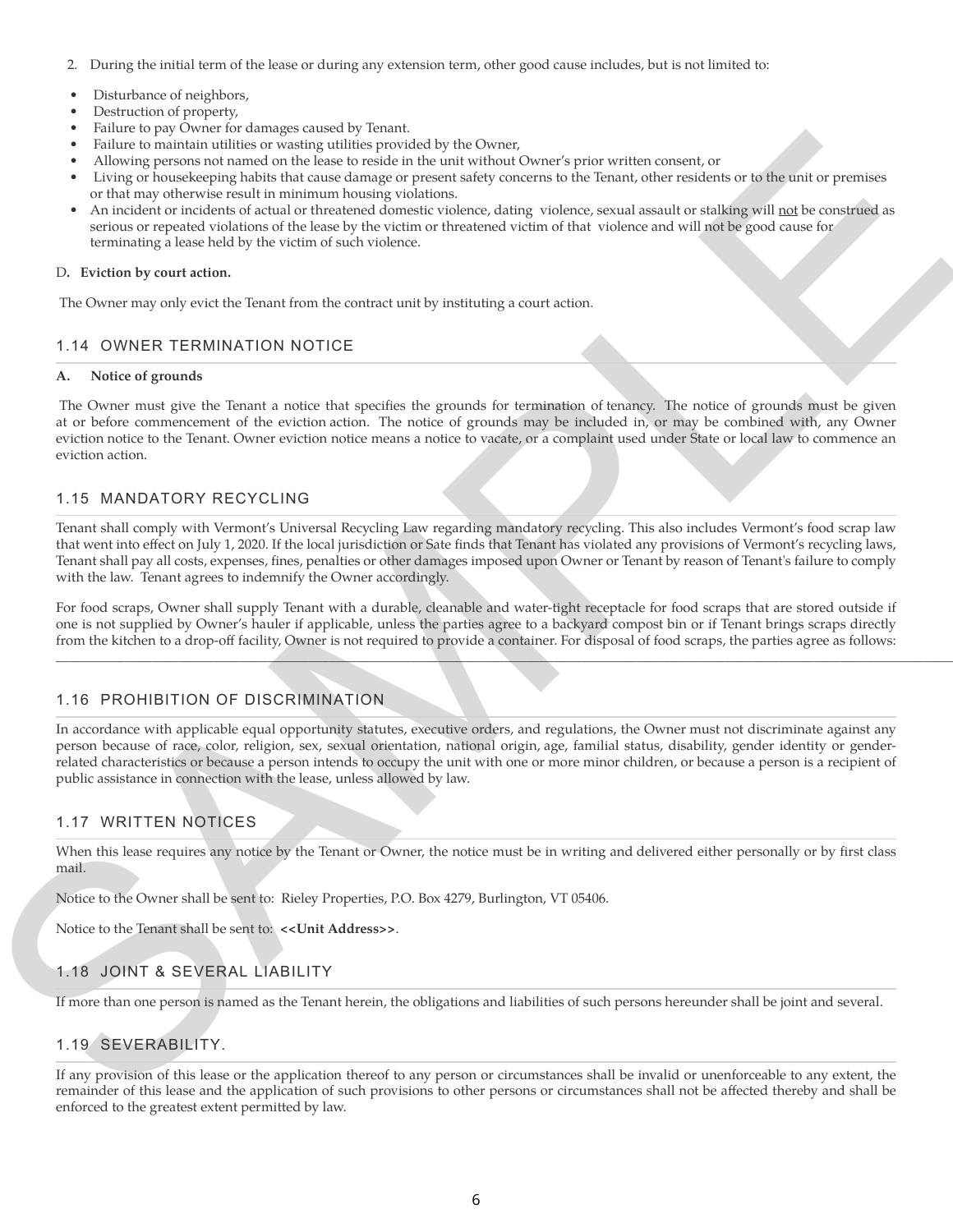2. During the initial term of the lease or during any extension term, other good cause includes, but is not limited to:

- Disturbance of neighbors,
- Destruction of property,
- Failure to pay Owner for damages caused by Tenant.
- Failure to maintain utilities or wasting utilities provided by the Owner,
- Allowing persons not named on the lease to reside in the unit without Owner's prior written consent, or
- Living or housekeeping habits that cause damage or present safety concerns to the Tenant, other residents or to the unit or premises or that may otherwise result in minimum housing violations.
- An incident or incidents of actual or threatened domestic violence, dating violence, sexual assault or stalking will not be construed as serious or repeated violations of the lease by the victim or threatened victim of that violence and will not be good cause for terminating a lease held by the victim of such violence.

D**. Eviction by court action.**

The Owner may only evict the Tenant from the contract unit by instituting a court action.

## 1.14 OWNER TERMINATION NOTICE

**A. Notice of grounds**

The Owner must give the Tenant a notice that specifies the grounds for termination of tenancy. The notice of grounds must be given at or before commencement of the eviction action. The notice of grounds may be included in, or may be combined with, any Owner eviction notice to the Tenant. Owner eviction notice means a notice to vacate, or a complaint used under State or local law to commence an eviction action.

## 1.15 MANDATORY RECYCLING

Tenant shall comply with Vermont's Universal Recycling Law regarding mandatory recycling. This also includes Vermont's food scrap law that went into effect on July 1, 2020. If the local jurisdiction or Sate finds that Tenant has violated any provisions of Vermont's recycling laws, Tenant shall pay all costs, expenses, fines, penalties or other damages imposed upon Owner or Tenant by reason of Tenant's failure to comply with the law. Tenant agrees to indemnify the Owner accordingly.

For food scraps, Owner shall supply Tenant with a durable, cleanable and water-tight receptacle for food scraps that are stored outside if one is not supplied by Owner's hauler if applicable, unless the parties agree to a backyard compost bin or if Tenant brings scraps directly from the kitchen to a drop-off facility, Owner is not required to provide a container. For disposal of food scraps, the parties agree as follows: ______________________________________________________________________________

## 1.16 PROHIBITION OF DISCRIMINATION

In accordance with applicable equal opportunity statutes, executive orders, and regulations, the Owner must not discriminate against any person because of race, color, religion, sex, sexual orientation, national origin, age, familial status, disability, gender identity or gender-related characteristics or because a person intends to occupy the unit with one or more minor children, or because a person is a recipient of public assistance in connection with the lease, unless allowed by law.

## 1.17 WRITTEN NOTICES

When this lease requires any notice by the Tenant or Owner, the notice must be in writing and delivered either personally or by first class mail.

Notice to the Owner shall be sent to: Rieley Properties, P.O. Box 4279, Burlington, VT 05406.

Notice to the Tenant shall be sent to: **<<Unit Address>>**.

## 1.18 JOINT & SEVERAL LIABILITY

If more than one person is named as the Tenant herein, the obligations and liabilities of such persons hereunder shall be joint and several.

## 1.19 SEVERABILITY.

If any provision of this lease or the application thereof to any person or circumstances shall be invalid or unenforceable to any extent, the remainder of this lease and the application of such provisions to other persons or circumstances shall not be affected thereby and shall be enforced to the greatest extent permitted by law.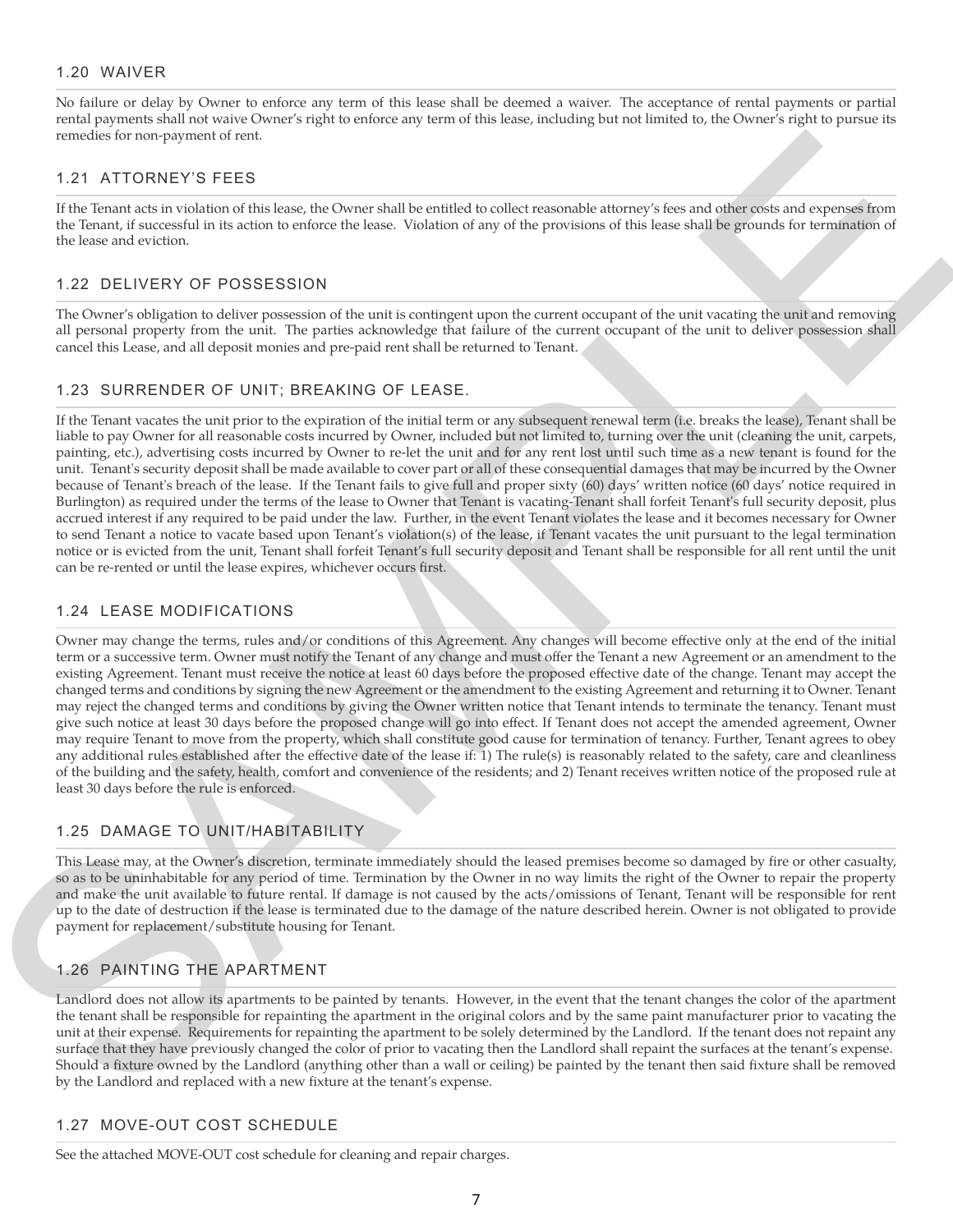## 1.20 WAIVER

No failure or delay by Owner to enforce any term of this lease shall be deemed a waiver. The acceptance of rental payments or partial rental payments shall not waive Owner's right to enforce any term of this lease, including but not limited to, the Owner's right to pursue its remedies for non-payment of rent.

## 1.21 ATTORNEY'S FEES

If the Tenant acts in violation of this lease, the Owner shall be entitled to collect reasonable attorney's fees and other costs and expenses from the Tenant, if successful in its action to enforce the lease. Violation of any of the provisions of this lease shall be grounds for termination of the lease and eviction.

## 1.22 DELIVERY OF POSSESSION

The Owner's obligation to deliver possession of the unit is contingent upon the current occupant of the unit vacating the unit and removing all personal property from the unit. The parties acknowledge that failure of the current occupant of the unit to deliver possession shall cancel this Lease, and all deposit monies and pre-paid rent shall be returned to Tenant.

## 1.23 SURRENDER OF UNIT; BREAKING OF LEASE.

If the Tenant vacates the unit prior to the expiration of the initial term or any subsequent renewal term (i.e. breaks the lease), Tenant shall be liable to pay Owner for all reasonable costs incurred by Owner, included but not limited to, turning over the unit (cleaning the unit, carpets, painting, etc.), advertising costs incurred by Owner to re-let the unit and for any rent lost until such time as a new tenant is found for the unit. Tenant's security deposit shall be made available to cover part or all of these consequential damages that may be incurred by the Owner because of Tenant's breach of the lease. If the Tenant fails to give full and proper sixty (60) days' written notice (60 days' notice required in Burlington) as required under the terms of the lease to Owner that Tenant is vacating-Tenant shall forfeit Tenant's full security deposit, plus accrued interest if any required to be paid under the law. Further, in the event Tenant violates the lease and it becomes necessary for Owner to send Tenant a notice to vacate based upon Tenant's violation(s) of the lease, if Tenant vacates the unit pursuant to the legal termination notice or is evicted from the unit, Tenant shall forfeit Tenant's full security deposit and Tenant shall be responsible for all rent until the unit can be re-rented or until the lease expires, whichever occurs first.

## 1.24 LEASE MODIFICATIONS

Owner may change the terms, rules and/or conditions of this Agreement. Any changes will become effective only at the end of the initial term or a successive term. Owner must notify the Tenant of any change and must offer the Tenant a new Agreement or an amendment to the existing Agreement. Tenant must receive the notice at least 60 days before the proposed effective date of the change. Tenant may accept the changed terms and conditions by signing the new Agreement or the amendment to the existing Agreement and returning it to Owner. Tenant may reject the changed terms and conditions by giving the Owner written notice that Tenant intends to terminate the tenancy. Tenant must give such notice at least 30 days before the proposed change will go into effect. If Tenant does not accept the amended agreement, Owner may require Tenant to move from the property, which shall constitute good cause for termination of tenancy. Further, Tenant agrees to obey any additional rules established after the effective date of the lease if: 1) The rule(s) is reasonably related to the safety, care and cleanliness of the building and the safety, health, comfort and convenience of the residents; and 2) Tenant receives written notice of the proposed rule at least 30 days before the rule is enforced.

## 1.25 DAMAGE TO UNIT/HABITABILITY

This Lease may, at the Owner's discretion, terminate immediately should the leased premises become so damaged by fire or other casualty, so as to be uninhabitable for any period of time. Termination by the Owner in no way limits the right of the Owner to repair the property and make the unit available to future rental. If damage is not caused by the acts/omissions of Tenant, Tenant will be responsible for rent up to the date of destruction if the lease is terminated due to the damage of the nature described herein. Owner is not obligated to provide payment for replacement/substitute housing for Tenant.

## 1.26 PAINTING THE APARTMENT

Landlord does not allow its apartments to be painted by tenants. However, in the event that the tenant changes the color of the apartment the tenant shall be responsible for repainting the apartment in the original colors and by the same paint manufacturer prior to vacating the unit at their expense. Requirements for repainting the apartment to be solely determined by the Landlord. If the tenant does not repaint any surface that they have previously changed the color of prior to vacating then the Landlord shall repaint the surfaces at the tenant's expense. Should a fixture owned by the Landlord (anything other than a wall or ceiling) be painted by the tenant then said fixture shall be removed by the Landlord and replaced with a new fixture at the tenant's expense.

## 1.27 MOVE-OUT COST SCHEDULE

See the attached MOVE-OUT cost schedule for cleaning and repair charges.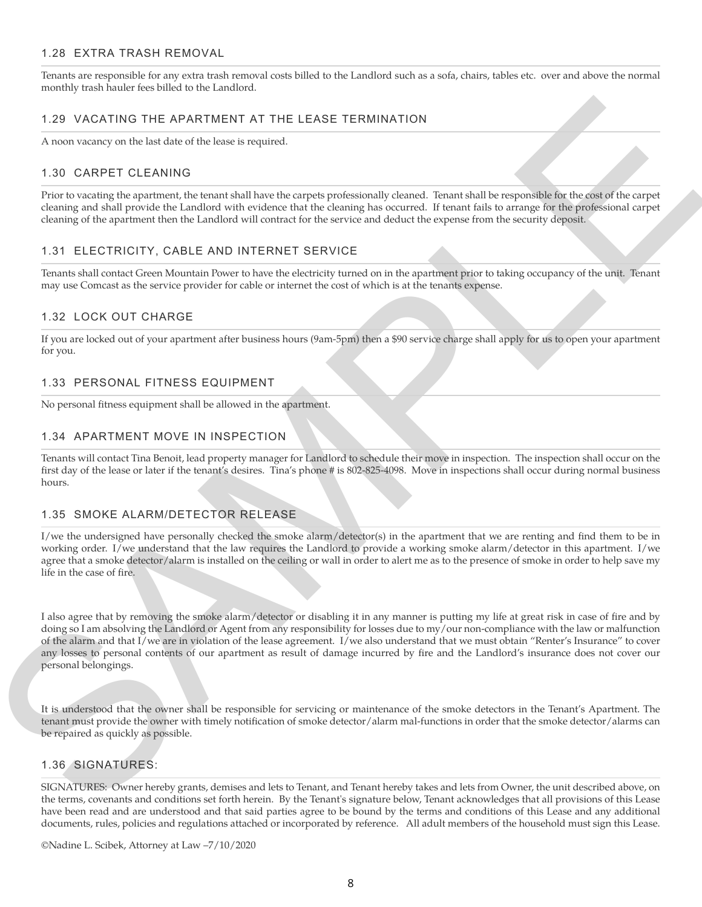## 1.28 EXTRA TRASH REMOVAL

Tenants are responsible for any extra trash removal costs billed to the Landlord such as a sofa, chairs, tables etc. over and above the normal monthly trash hauler fees billed to the Landlord.

## 1.29 VACATING THE APARTMENT AT THE LEASE TERMINATION

A noon vacancy on the last date of the lease is required.

## 1.30 CARPET CLEANING

Prior to vacating the apartment, the tenant shall have the carpets professionally cleaned. Tenant shall be responsible for the cost of the carpet cleaning and shall provide the Landlord with evidence that the cleaning has occurred. If tenant fails to arrange for the professional carpet cleaning of the apartment then the Landlord will contract for the service and deduct the expense from the security deposit.

## 1.31 ELECTRICITY, CABLE AND INTERNET SERVICE

Tenants shall contact Green Mountain Power to have the electricity turned on in the apartment prior to taking occupancy of the unit. Tenant may use Comcast as the service provider for cable or internet the cost of which is at the tenants expense.

## 1.32 LOCK OUT CHARGE

If you are locked out of your apartment after business hours (9am-5pm) then a $90 service charge shall apply for us to open your apartment for you.

## 1.33 PERSONAL FITNESS EQUIPMENT

No personal fitness equipment shall be allowed in the apartment.

## 1.34 APARTMENT MOVE IN INSPECTION

Tenants will contact Tina Benoit, lead property manager for Landlord to schedule their move in inspection. The inspection shall occur on the first day of the lease or later if the tenant's desires. Tina's phone # is 802-825-4098. Move in inspections shall occur during normal business hours.

## 1.35 SMOKE ALARM/DETECTOR RELEASE

I/we the undersigned have personally checked the smoke alarm/detector(s) in the apartment that we are renting and find them to be in working order. I/we understand that the law requires the Landlord to provide a working smoke alarm/detector in this apartment. I/we agree that a smoke detector/alarm is installed on the ceiling or wall in order to alert me as to the presence of smoke in order to help save my life in the case of fire.

I also agree that by removing the smoke alarm/detector or disabling it in any manner is putting my life at great risk in case of fire and by doing so I am absolving the Landlord or Agent from any responsibility for losses due to my/our non-compliance with the law or malfunction of the alarm and that I/we are in violation of the lease agreement. I/we also understand that we must obtain "Renter's Insurance" to cover any losses to personal contents of our apartment as result of damage incurred by fire and the Landlord's insurance does not cover our personal belongings.

It is understood that the owner shall be responsible for servicing or maintenance of the smoke detectors in the Tenant's Apartment. The tenant must provide the owner with timely notification of smoke detector/alarm mal-functions in order that the smoke detector/alarms can be repaired as quickly as possible.

## 1.36 SIGNATURES:

SIGNATURES: Owner hereby grants, demises and lets to Tenant, and Tenant hereby takes and lets from Owner, the unit described above, on the terms, covenants and conditions set forth herein. By the Tenant's signature below, Tenant acknowledges that all provisions of this Lease have been read and are understood and that said parties agree to be bound by the terms and conditions of this Lease and any additional documents, rules, policies and regulations attached or incorporated by reference. All adult members of the household must sign this Lease.

©Nadine L. Scibek, Attorney at Law –7/10/2020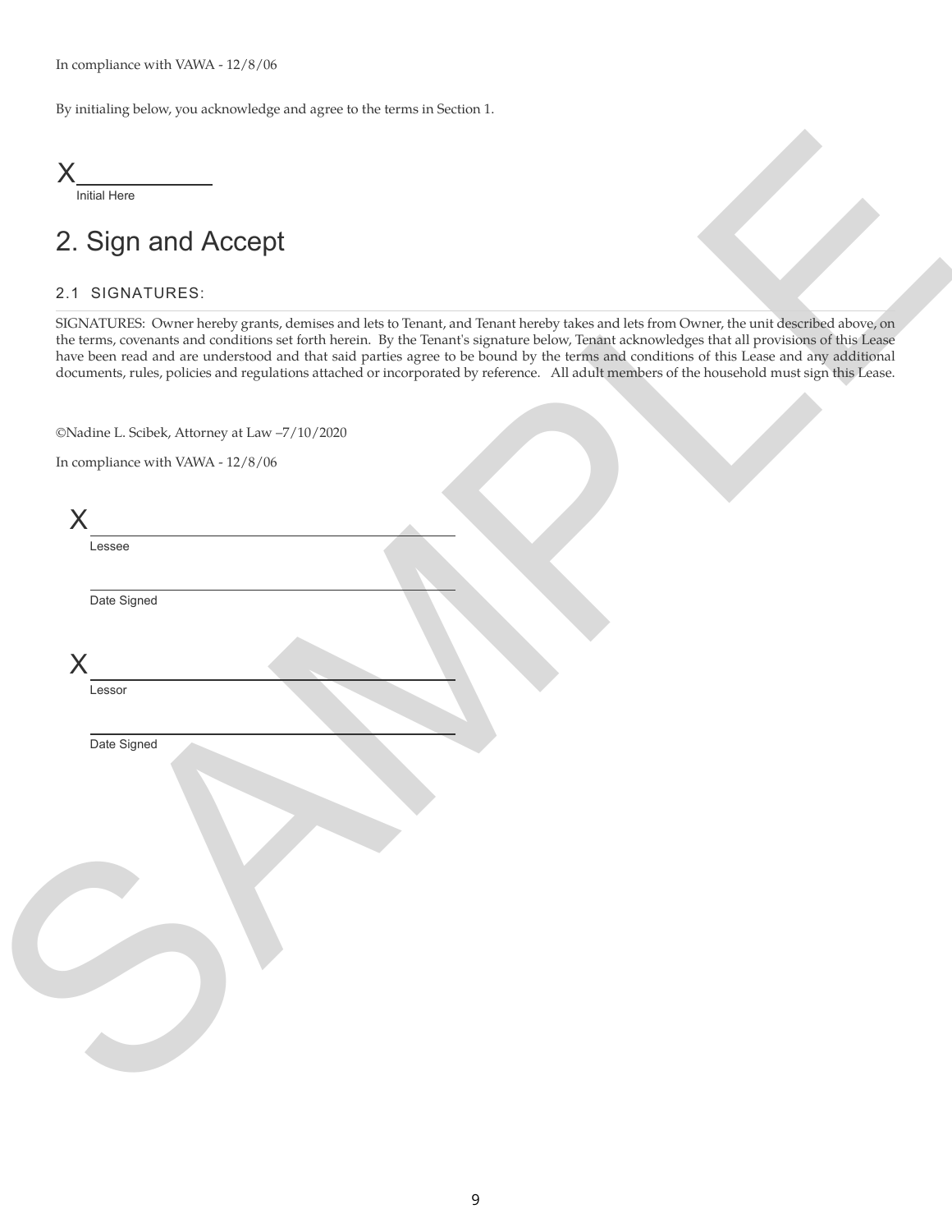In compliance with VAWA - 12/8/06

By initialing below, you acknowledge and agree to the terms in Section 1.

X__________

Initial Here

## 2. Sign and Accept

### 2.1 SIGNATURES:

SIGNATURES: Owner hereby grants, demises and lets to Tenant, and Tenant hereby takes and lets from Owner, the unit described above, on the terms, covenants and conditions set forth herein. By the Tenant's signature below, Tenant acknowledges that all provisions of this Lease have been read and are understood and that said parties agree to be bound by the terms and conditions of this Lease and any additional documents, rules, policies and regulations attached or incorporated by reference. All adult members of the household must sign this Lease.

©Nadine L. Scibek, Attorney at Law –7/10/2020

In compliance with VAWA - 12/8/06

X______________________________

Lessee

______________________________

Date Signed

X______________________________

Lessor

______________________________

Date Signed

SAMPLE